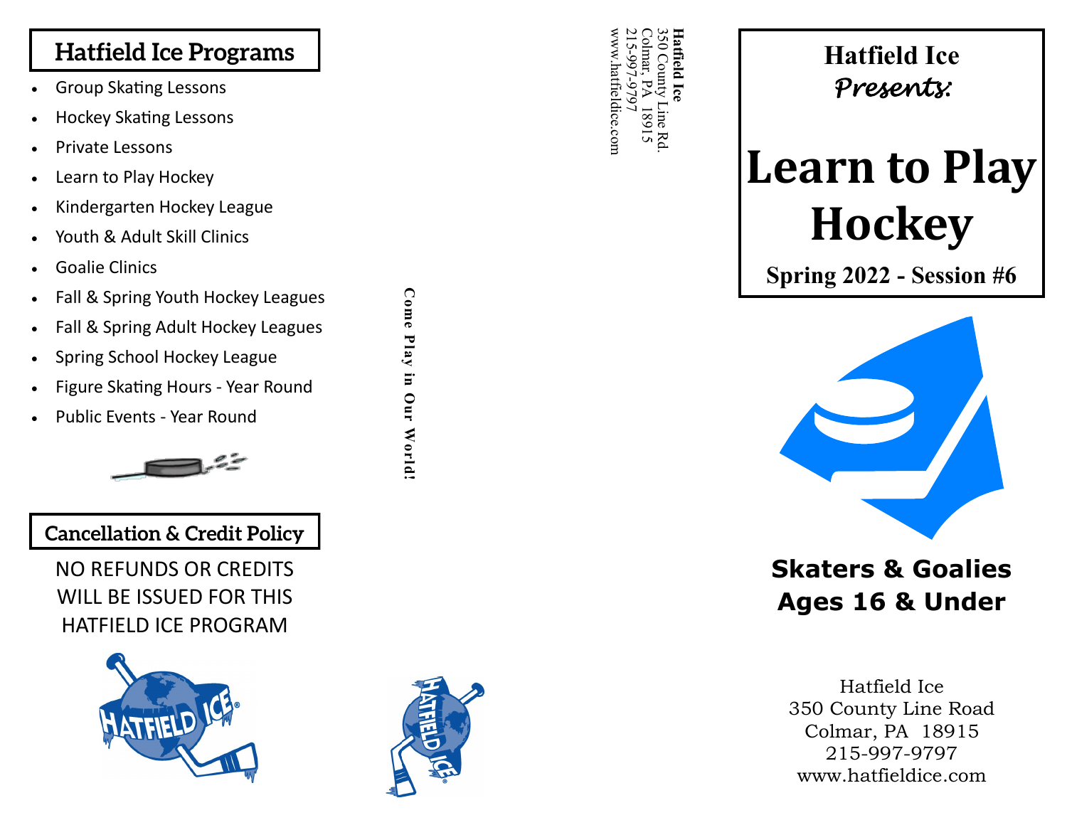## Hatfield Ice Programs

- Group Skating Lessons
- Hockey Skating Lessons
- Private Lessons
- Learn to Play Hockey
- Kindergarten Hockey League
- Youth & Adult Skill Clinics
- Goalie Clinics
- Fall & Spring Youth Hockey Leagues
- Fall & Spring Adult Hockey Leagues
- Spring School Hockey League
- Figure Skating Hours - Year Round
- Public Events - Year Round

## Cancellation & Credit Policy

NO REFUNDS OR CREDITS WILL BE ISSUED FOR THIS HATFIELD ICE PROGRAM

**Come Play in Our World!**

**Hatfield Ice**
350 County Line Rd.
Colmar, PA 18915
215-997-9797
www.hatfieldice.com

**Hatfield Ice**
*Presents:*

# Learn to Play Hockey

**Spring 2022 - Session #6**

**Skaters & Goalies**
**Ages 16 & Under**

Hatfield Ice
350 County Line Road
Colmar, PA 18915
215-997-9797
www.hatfieldice.com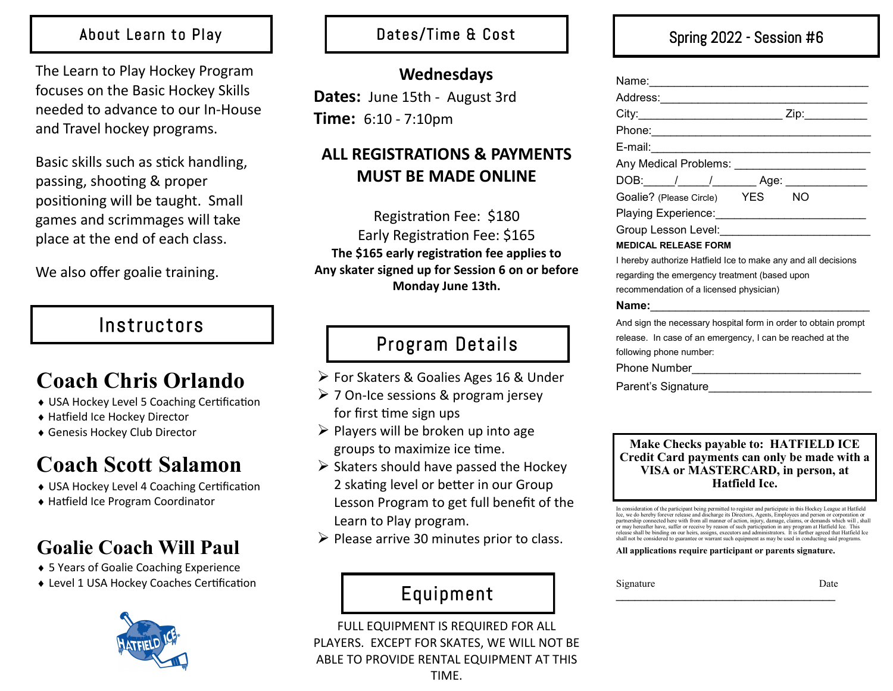## About Learn to Play

The Learn to Play Hockey Program focuses on the Basic Hockey Skills needed to advance to our In-House and Travel hockey programs.

Basic skills such as stick handling, passing, shooting & proper positioning will be taught. Small games and scrimmages will take place at the end of each class.

We also offer goalie training.

## Instructors

### Coach Chris Orlando

- USA Hockey Level 5 Coaching Certification
- Hatfield Ice Hockey Director
- Genesis Hockey Club Director

### Coach Scott Salamon

- USA Hockey Level 4 Coaching Certification
- Hatfield Ice Program Coordinator

### Goalie Coach Will Paul

- 5 Years of Goalie Coaching Experience
- Level 1 USA Hockey Coaches Certification

## Dates/Time & Cost

**Wednesdays**

**Dates:** June 15th - August 3rd

**Time:** 6:10 - 7:10pm

**ALL REGISTRATIONS & PAYMENTS MUST BE MADE ONLINE**

Registration Fee: $180

Early Registration Fee: $165

**The $165 early registration fee applies to Any skater signed up for Session 6 on or before Monday June 13th.**

## Program Details

- For Skaters & Goalies Ages 16 & Under
- 7 On-Ice sessions & program jersey for first time sign ups
- Players will be broken up into age groups to maximize ice time.
- Skaters should have passed the Hockey 2 skating level or better in our Group Lesson Program to get full benefit of the Learn to Play program.
- Please arrive 30 minutes prior to class.

## Equipment

FULL EQUIPMENT IS REQUIRED FOR ALL PLAYERS. EXCEPT FOR SKATES, WE WILL NOT BE ABLE TO PROVIDE RENTAL EQUIPMENT AT THIS TIME.

## Spring 2022 - Session #6

Name:___________________________________

Address:_________________________________

City:______________________ Zip:__________

Phone:___________________________________

E-mail:___________________________________

Any Medical Problems: ____________________

DOB:_____/_____/_______ Age: _____________

Goalie? (Please Circle) YES NO

Playing Experience:_______________________

Group Lesson Level:_______________________

**MEDICAL RELEASE FORM**

I hereby authorize Hatfield Ice to make any and all decisions regarding the emergency treatment (based upon recommendation of a licensed physician)

**Name:**_________________________________

And sign the necessary hospital form in order to obtain prompt release. In case of an emergency, I can be reached at the following phone number:

Phone Number___________________________

Parent's Signature_________________________

**Make Checks payable to: HATFIELD ICE**
**Credit Card payments can only be made with a VISA or MASTERCARD, in person, at Hatfield Ice.**

In consideration of the participant being permitted to register and participate in this Hockey League at Hatfield Ice, we do hereby forever release and discharge its Directors, Agents, Employees and person or corporation or partnership connected here with from all manner of action, injury, damage, claims, or demands which will , shall or may hereafter have, suffer or receive by reason of such participation in any program at Hatfield Ice. This release shall be binding on our heirs, assigns, executors and administrators. It is further agreed that Hatfield Ice shall not be considered to guarantee or warrant such equipment as may be used in conducting said programs.

**All applications require participant or parents signature.**

Signature Date
_______________________________________